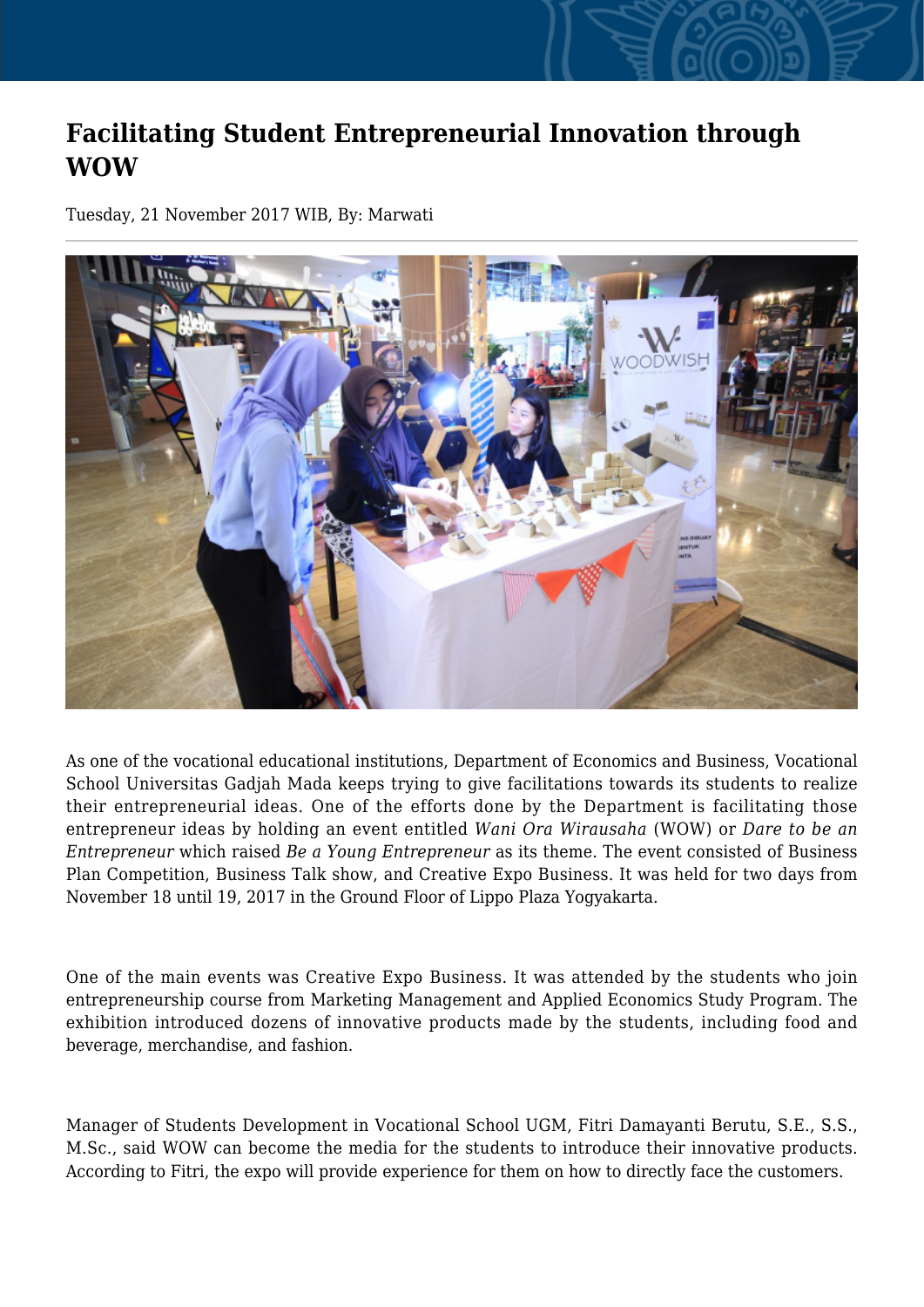# Facilitating Student Entrepreneurial Innovation through WOW

Tuesday, 21 November 2017 WIB, By: Marwati

As one of the vocational educational institutions, Department of Economics and Business, Vocational School Universitas Gadjah Mada keeps trying to give facilitations towards its students to realize their entrepreneurial ideas. One of the efforts done by the Department is facilitating those entrepreneur ideas by holding an event entitled *Wani Ora Wirausaha* (WOW) or *Dare to be an Entrepreneur* which raised *Be a Young Entrepreneur* as its theme. The event consisted of Business Plan Competition, Business Talk show, and Creative Expo Business. It was held for two days from November 18 until 19, 2017 in the Ground Floor of Lippo Plaza Yogyakarta.

One of the main events was Creative Expo Business. It was attended by the students who join entrepreneurship course from Marketing Management and Applied Economics Study Program. The exhibition introduced dozens of innovative products made by the students, including food and beverage, merchandise, and fashion.

Manager of Students Development in Vocational School UGM, Fitri Damayanti Berutu, S.E., S.S., M.Sc., said WOW can become the media for the students to introduce their innovative products. According to Fitri, the expo will provide experience for them on how to directly face the customers.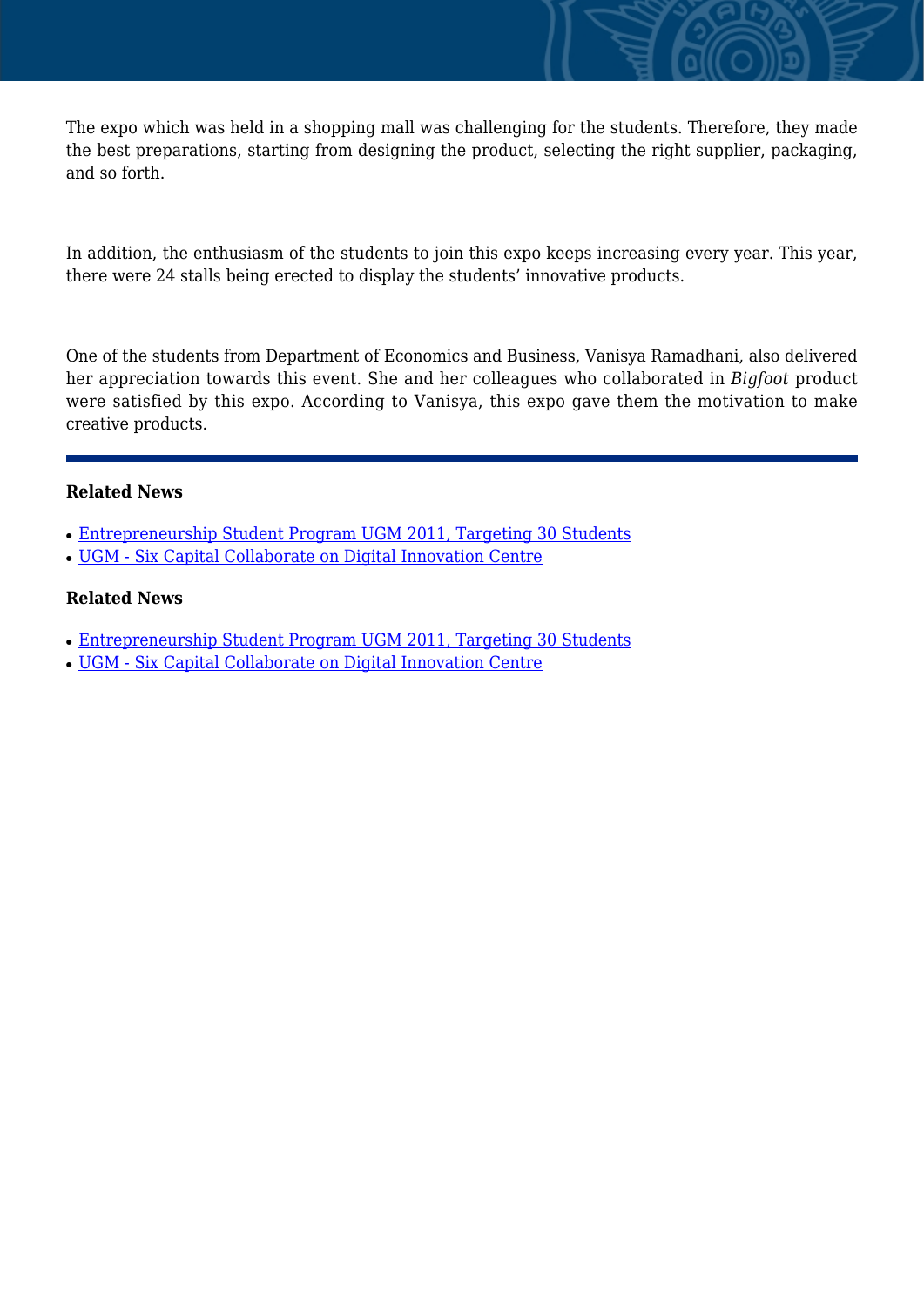The expo which was held in a shopping mall was challenging for the students. Therefore, they made the best preparations, starting from designing the product, selecting the right supplier, packaging, and so forth.

In addition, the enthusiasm of the students to join this expo keeps increasing every year. This year, there were 24 stalls being erected to display the students' innovative products.

One of the students from Department of Economics and Business, Vanisya Ramadhani, also delivered her appreciation towards this event. She and her colleagues who collaborated in *Bigfoot* product were satisfied by this expo. According to Vanisya, this expo gave them the motivation to make creative products.

---

**Related News**

- Entrepreneurship Student Program UGM 2011, Targeting 30 Students
- UGM - Six Capital Collaborate on Digital Innovation Centre

**Related News**

- Entrepreneurship Student Program UGM 2011, Targeting 30 Students
- UGM - Six Capital Collaborate on Digital Innovation Centre